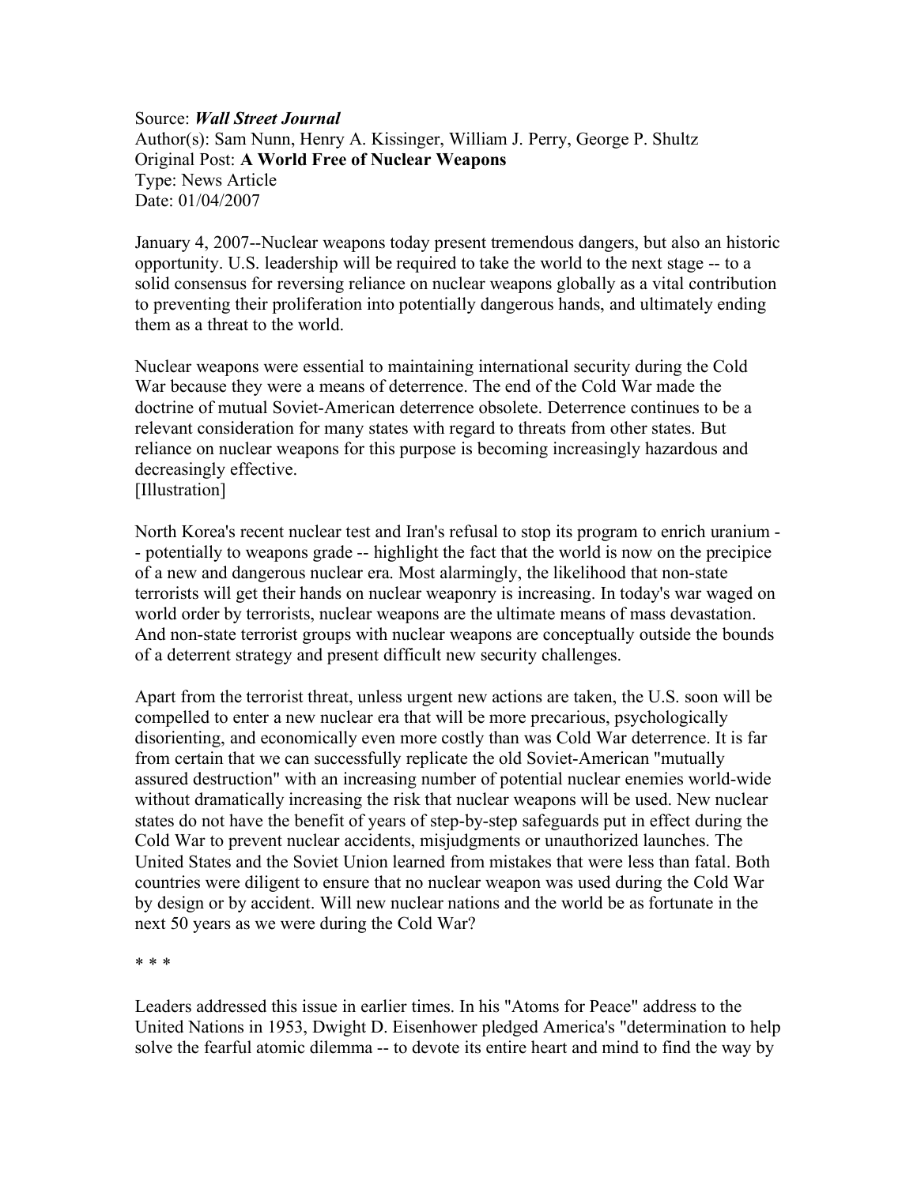Source: ***Wall Street Journal***
Author(s): Sam Nunn, Henry A. Kissinger, William J. Perry, George P. Shultz
Original Post: **A World Free of Nuclear Weapons**
Type: News Article
Date: 01/04/2007

January 4, 2007--Nuclear weapons today present tremendous dangers, but also an historic opportunity. U.S. leadership will be required to take the world to the next stage -- to a solid consensus for reversing reliance on nuclear weapons globally as a vital contribution to preventing their proliferation into potentially dangerous hands, and ultimately ending them as a threat to the world.

Nuclear weapons were essential to maintaining international security during the Cold War because they were a means of deterrence. The end of the Cold War made the doctrine of mutual Soviet-American deterrence obsolete. Deterrence continues to be a relevant consideration for many states with regard to threats from other states. But reliance on nuclear weapons for this purpose is becoming increasingly hazardous and decreasingly effective.
[Illustration]

North Korea's recent nuclear test and Iran's refusal to stop its program to enrich uranium -- potentially to weapons grade -- highlight the fact that the world is now on the precipice of a new and dangerous nuclear era. Most alarmingly, the likelihood that non-state terrorists will get their hands on nuclear weaponry is increasing. In today's war waged on world order by terrorists, nuclear weapons are the ultimate means of mass devastation. And non-state terrorist groups with nuclear weapons are conceptually outside the bounds of a deterrent strategy and present difficult new security challenges.

Apart from the terrorist threat, unless urgent new actions are taken, the U.S. soon will be compelled to enter a new nuclear era that will be more precarious, psychologically disorienting, and economically even more costly than was Cold War deterrence. It is far from certain that we can successfully replicate the old Soviet-American "mutually assured destruction" with an increasing number of potential nuclear enemies world-wide without dramatically increasing the risk that nuclear weapons will be used. New nuclear states do not have the benefit of years of step-by-step safeguards put in effect during the Cold War to prevent nuclear accidents, misjudgments or unauthorized launches. The United States and the Soviet Union learned from mistakes that were less than fatal. Both countries were diligent to ensure that no nuclear weapon was used during the Cold War by design or by accident. Will new nuclear nations and the world be as fortunate in the next 50 years as we were during the Cold War?

* * *

Leaders addressed this issue in earlier times. In his "Atoms for Peace" address to the United Nations in 1953, Dwight D. Eisenhower pledged America's "determination to help solve the fearful atomic dilemma -- to devote its entire heart and mind to find the way by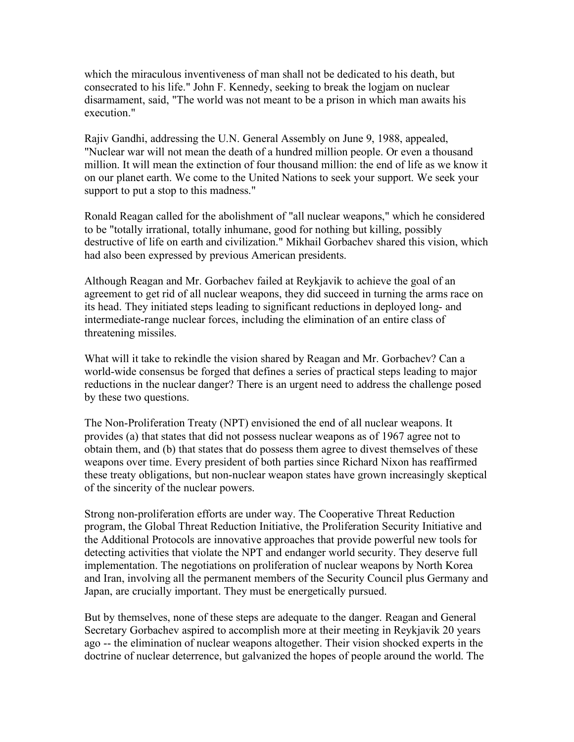which the miraculous inventiveness of man shall not be dedicated to his death, but consecrated to his life." John F. Kennedy, seeking to break the logjam on nuclear disarmament, said, "The world was not meant to be a prison in which man awaits his execution."

Rajiv Gandhi, addressing the U.N. General Assembly on June 9, 1988, appealed, "Nuclear war will not mean the death of a hundred million people. Or even a thousand million. It will mean the extinction of four thousand million: the end of life as we know it on our planet earth. We come to the United Nations to seek your support. We seek your support to put a stop to this madness."

Ronald Reagan called for the abolishment of "all nuclear weapons," which he considered to be "totally irrational, totally inhumane, good for nothing but killing, possibly destructive of life on earth and civilization." Mikhail Gorbachev shared this vision, which had also been expressed by previous American presidents.

Although Reagan and Mr. Gorbachev failed at Reykjavik to achieve the goal of an agreement to get rid of all nuclear weapons, they did succeed in turning the arms race on its head. They initiated steps leading to significant reductions in deployed long- and intermediate-range nuclear forces, including the elimination of an entire class of threatening missiles.

What will it take to rekindle the vision shared by Reagan and Mr. Gorbachev? Can a world-wide consensus be forged that defines a series of practical steps leading to major reductions in the nuclear danger? There is an urgent need to address the challenge posed by these two questions.

The Non-Proliferation Treaty (NPT) envisioned the end of all nuclear weapons. It provides (a) that states that did not possess nuclear weapons as of 1967 agree not to obtain them, and (b) that states that do possess them agree to divest themselves of these weapons over time. Every president of both parties since Richard Nixon has reaffirmed these treaty obligations, but non-nuclear weapon states have grown increasingly skeptical of the sincerity of the nuclear powers.

Strong non-proliferation efforts are under way. The Cooperative Threat Reduction program, the Global Threat Reduction Initiative, the Proliferation Security Initiative and the Additional Protocols are innovative approaches that provide powerful new tools for detecting activities that violate the NPT and endanger world security. They deserve full implementation. The negotiations on proliferation of nuclear weapons by North Korea and Iran, involving all the permanent members of the Security Council plus Germany and Japan, are crucially important. They must be energetically pursued.

But by themselves, none of these steps are adequate to the danger. Reagan and General Secretary Gorbachev aspired to accomplish more at their meeting in Reykjavik 20 years ago -- the elimination of nuclear weapons altogether. Their vision shocked experts in the doctrine of nuclear deterrence, but galvanized the hopes of people around the world. The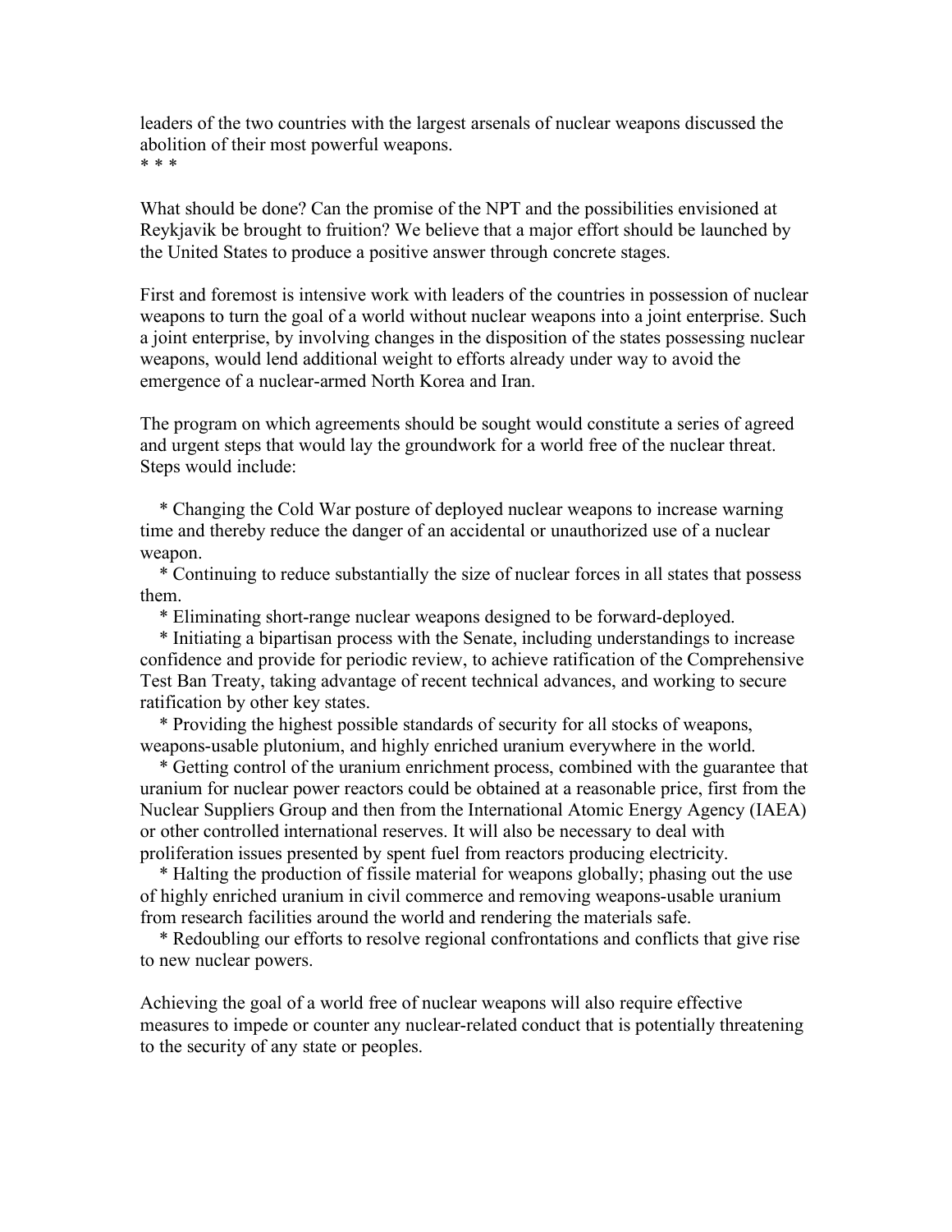leaders of the two countries with the largest arsenals of nuclear weapons discussed the abolition of their most powerful weapons.

* * *

What should be done? Can the promise of the NPT and the possibilities envisioned at Reykjavik be brought to fruition? We believe that a major effort should be launched by the United States to produce a positive answer through concrete stages.

First and foremost is intensive work with leaders of the countries in possession of nuclear weapons to turn the goal of a world without nuclear weapons into a joint enterprise. Such a joint enterprise, by involving changes in the disposition of the states possessing nuclear weapons, would lend additional weight to efforts already under way to avoid the emergence of a nuclear-armed North Korea and Iran.

The program on which agreements should be sought would constitute a series of agreed and urgent steps that would lay the groundwork for a world free of the nuclear threat. Steps would include:

* Changing the Cold War posture of deployed nuclear weapons to increase warning time and thereby reduce the danger of an accidental or unauthorized use of a nuclear weapon.
* Continuing to reduce substantially the size of nuclear forces in all states that possess them.
* Eliminating short-range nuclear weapons designed to be forward-deployed.
* Initiating a bipartisan process with the Senate, including understandings to increase confidence and provide for periodic review, to achieve ratification of the Comprehensive Test Ban Treaty, taking advantage of recent technical advances, and working to secure ratification by other key states.
* Providing the highest possible standards of security for all stocks of weapons, weapons-usable plutonium, and highly enriched uranium everywhere in the world.
* Getting control of the uranium enrichment process, combined with the guarantee that uranium for nuclear power reactors could be obtained at a reasonable price, first from the Nuclear Suppliers Group and then from the International Atomic Energy Agency (IAEA) or other controlled international reserves. It will also be necessary to deal with proliferation issues presented by spent fuel from reactors producing electricity.
* Halting the production of fissile material for weapons globally; phasing out the use of highly enriched uranium in civil commerce and removing weapons-usable uranium from research facilities around the world and rendering the materials safe.
* Redoubling our efforts to resolve regional confrontations and conflicts that give rise to new nuclear powers.

Achieving the goal of a world free of nuclear weapons will also require effective measures to impede or counter any nuclear-related conduct that is potentially threatening to the security of any state or peoples.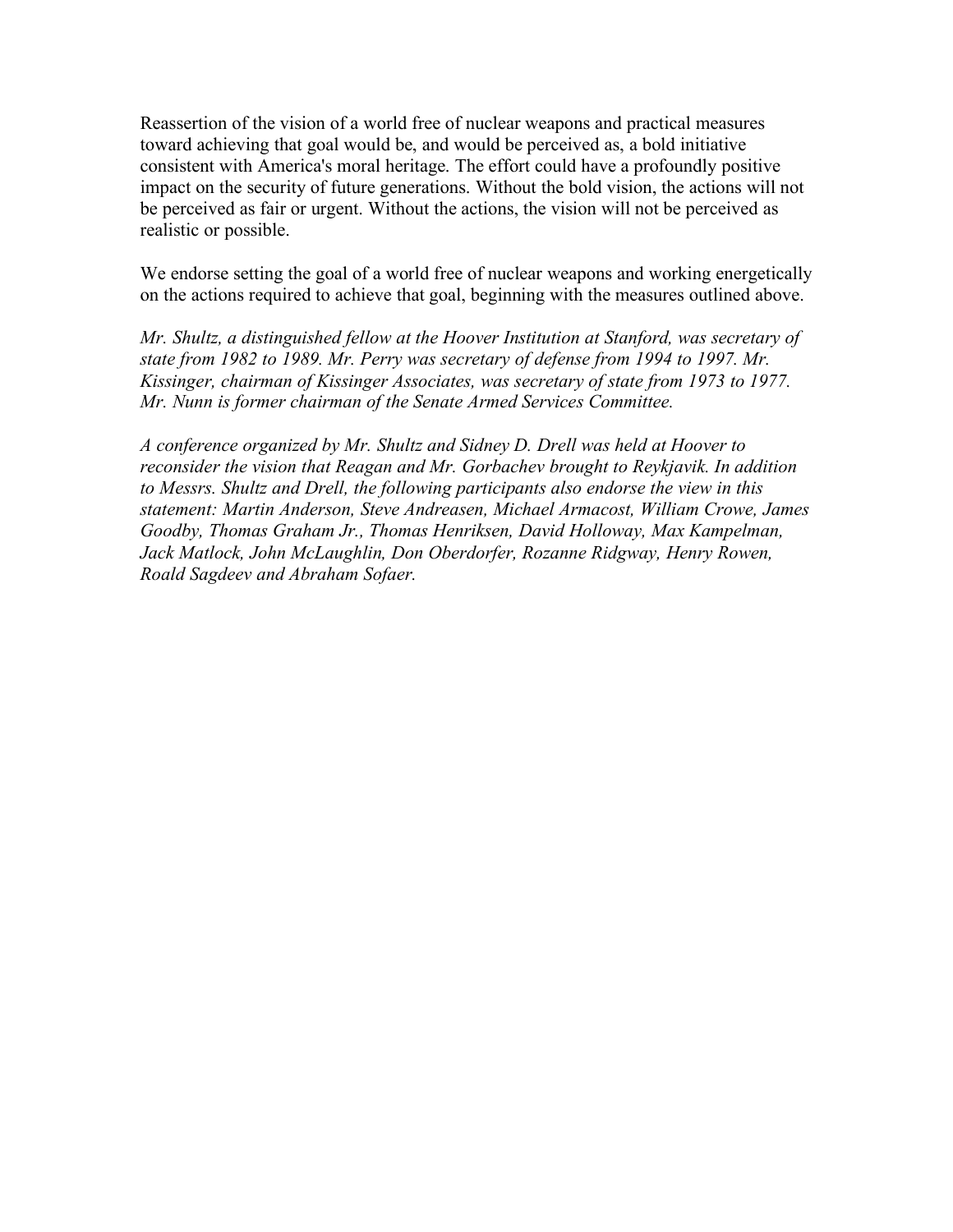Reassertion of the vision of a world free of nuclear weapons and practical measures toward achieving that goal would be, and would be perceived as, a bold initiative consistent with America's moral heritage. The effort could have a profoundly positive impact on the security of future generations. Without the bold vision, the actions will not be perceived as fair or urgent. Without the actions, the vision will not be perceived as realistic or possible.

We endorse setting the goal of a world free of nuclear weapons and working energetically on the actions required to achieve that goal, beginning with the measures outlined above.

*Mr. Shultz, a distinguished fellow at the Hoover Institution at Stanford, was secretary of state from 1982 to 1989. Mr. Perry was secretary of defense from 1994 to 1997. Mr. Kissinger, chairman of Kissinger Associates, was secretary of state from 1973 to 1977. Mr. Nunn is former chairman of the Senate Armed Services Committee.*

*A conference organized by Mr. Shultz and Sidney D. Drell was held at Hoover to reconsider the vision that Reagan and Mr. Gorbachev brought to Reykjavik. In addition to Messrs. Shultz and Drell, the following participants also endorse the view in this statement: Martin Anderson, Steve Andreasen, Michael Armacost, William Crowe, James Goodby, Thomas Graham Jr., Thomas Henriksen, David Holloway, Max Kampelman, Jack Matlock, John McLaughlin, Don Oberdorfer, Rozanne Ridgway, Henry Rowen, Roald Sagdeev and Abraham Sofaer.*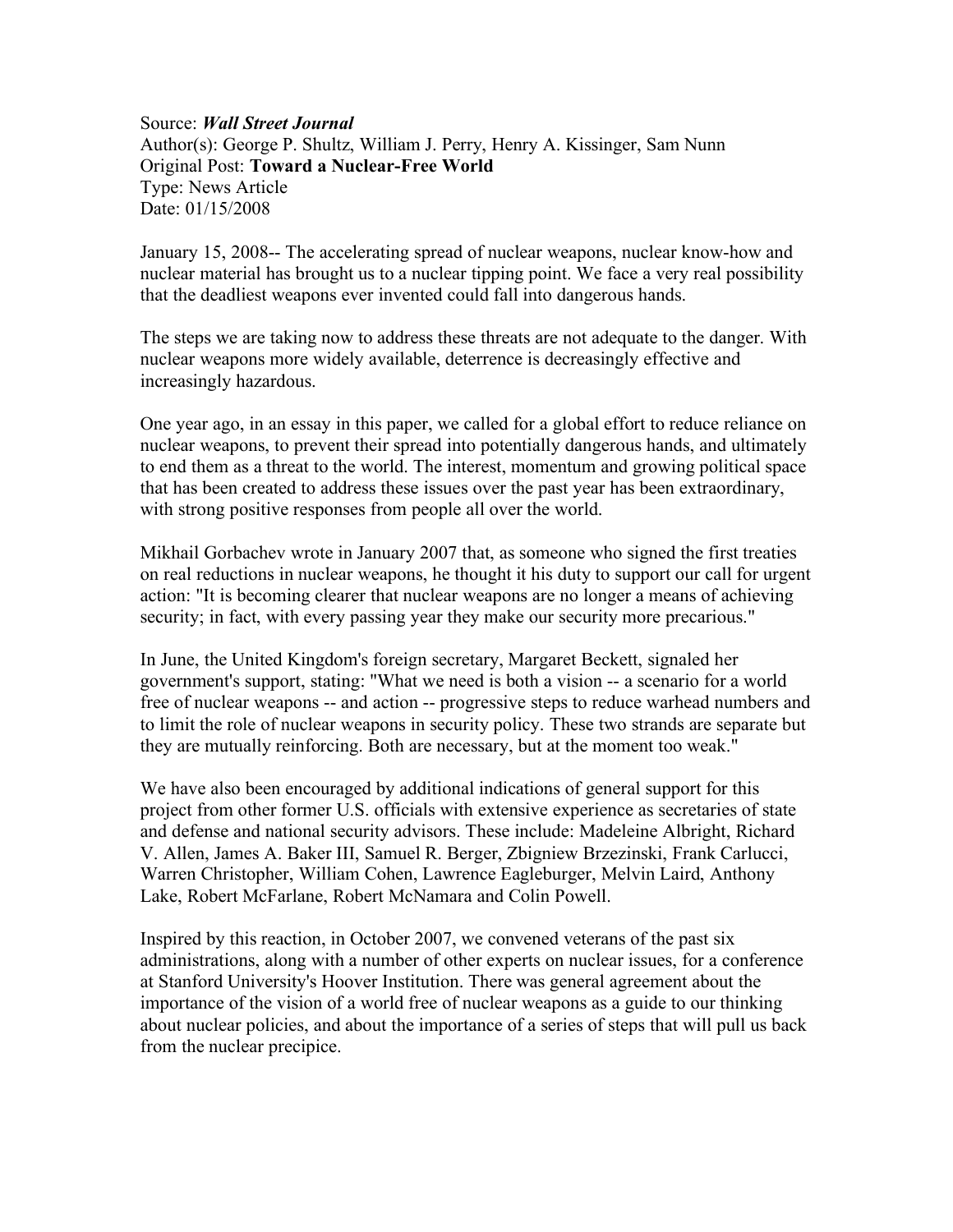Source: ***Wall Street Journal***
Author(s): George P. Shultz, William J. Perry, Henry A. Kissinger, Sam Nunn
Original Post: **Toward a Nuclear-Free World**
Type: News Article
Date: 01/15/2008

January 15, 2008-- The accelerating spread of nuclear weapons, nuclear know-how and nuclear material has brought us to a nuclear tipping point. We face a very real possibility that the deadliest weapons ever invented could fall into dangerous hands.

The steps we are taking now to address these threats are not adequate to the danger. With nuclear weapons more widely available, deterrence is decreasingly effective and increasingly hazardous.

One year ago, in an essay in this paper, we called for a global effort to reduce reliance on nuclear weapons, to prevent their spread into potentially dangerous hands, and ultimately to end them as a threat to the world. The interest, momentum and growing political space that has been created to address these issues over the past year has been extraordinary, with strong positive responses from people all over the world.

Mikhail Gorbachev wrote in January 2007 that, as someone who signed the first treaties on real reductions in nuclear weapons, he thought it his duty to support our call for urgent action: "It is becoming clearer that nuclear weapons are no longer a means of achieving security; in fact, with every passing year they make our security more precarious."

In June, the United Kingdom's foreign secretary, Margaret Beckett, signaled her government's support, stating: "What we need is both a vision -- a scenario for a world free of nuclear weapons -- and action -- progressive steps to reduce warhead numbers and to limit the role of nuclear weapons in security policy. These two strands are separate but they are mutually reinforcing. Both are necessary, but at the moment too weak."

We have also been encouraged by additional indications of general support for this project from other former U.S. officials with extensive experience as secretaries of state and defense and national security advisors. These include: Madeleine Albright, Richard V. Allen, James A. Baker III, Samuel R. Berger, Zbigniew Brzezinski, Frank Carlucci, Warren Christopher, William Cohen, Lawrence Eagleburger, Melvin Laird, Anthony Lake, Robert McFarlane, Robert McNamara and Colin Powell.

Inspired by this reaction, in October 2007, we convened veterans of the past six administrations, along with a number of other experts on nuclear issues, for a conference at Stanford University's Hoover Institution. There was general agreement about the importance of the vision of a world free of nuclear weapons as a guide to our thinking about nuclear policies, and about the importance of a series of steps that will pull us back from the nuclear precipice.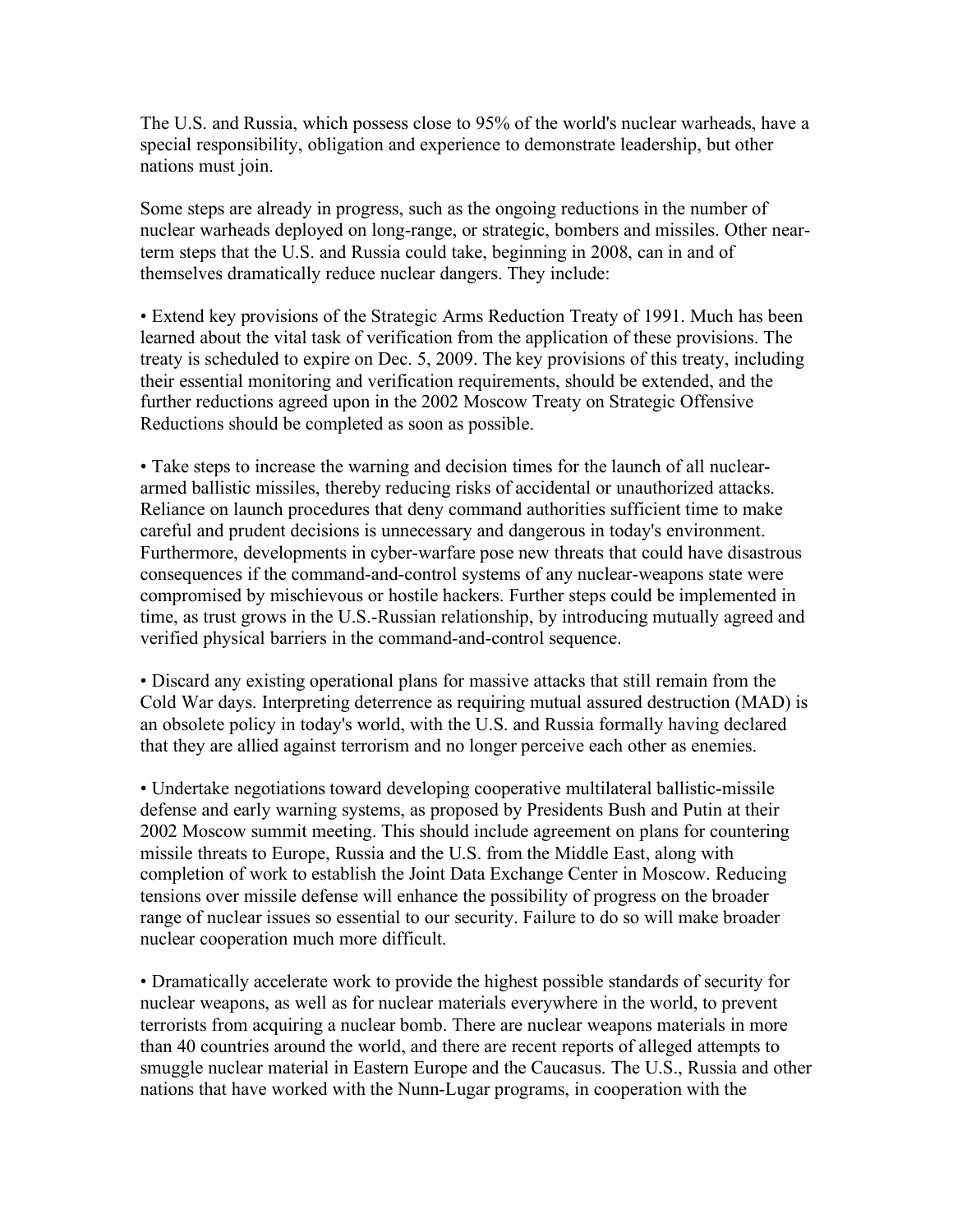The U.S. and Russia, which possess close to 95% of the world's nuclear warheads, have a special responsibility, obligation and experience to demonstrate leadership, but other nations must join.

Some steps are already in progress, such as the ongoing reductions in the number of nuclear warheads deployed on long-range, or strategic, bombers and missiles. Other near-term steps that the U.S. and Russia could take, beginning in 2008, can in and of themselves dramatically reduce nuclear dangers. They include:

• Extend key provisions of the Strategic Arms Reduction Treaty of 1991. Much has been learned about the vital task of verification from the application of these provisions. The treaty is scheduled to expire on Dec. 5, 2009. The key provisions of this treaty, including their essential monitoring and verification requirements, should be extended, and the further reductions agreed upon in the 2002 Moscow Treaty on Strategic Offensive Reductions should be completed as soon as possible.

• Take steps to increase the warning and decision times for the launch of all nuclear-armed ballistic missiles, thereby reducing risks of accidental or unauthorized attacks. Reliance on launch procedures that deny command authorities sufficient time to make careful and prudent decisions is unnecessary and dangerous in today's environment. Furthermore, developments in cyber-warfare pose new threats that could have disastrous consequences if the command-and-control systems of any nuclear-weapons state were compromised by mischievous or hostile hackers. Further steps could be implemented in time, as trust grows in the U.S.-Russian relationship, by introducing mutually agreed and verified physical barriers in the command-and-control sequence.

• Discard any existing operational plans for massive attacks that still remain from the Cold War days. Interpreting deterrence as requiring mutual assured destruction (MAD) is an obsolete policy in today's world, with the U.S. and Russia formally having declared that they are allied against terrorism and no longer perceive each other as enemies.

• Undertake negotiations toward developing cooperative multilateral ballistic-missile defense and early warning systems, as proposed by Presidents Bush and Putin at their 2002 Moscow summit meeting. This should include agreement on plans for countering missile threats to Europe, Russia and the U.S. from the Middle East, along with completion of work to establish the Joint Data Exchange Center in Moscow. Reducing tensions over missile defense will enhance the possibility of progress on the broader range of nuclear issues so essential to our security. Failure to do so will make broader nuclear cooperation much more difficult.

• Dramatically accelerate work to provide the highest possible standards of security for nuclear weapons, as well as for nuclear materials everywhere in the world, to prevent terrorists from acquiring a nuclear bomb. There are nuclear weapons materials in more than 40 countries around the world, and there are recent reports of alleged attempts to smuggle nuclear material in Eastern Europe and the Caucasus. The U.S., Russia and other nations that have worked with the Nunn-Lugar programs, in cooperation with the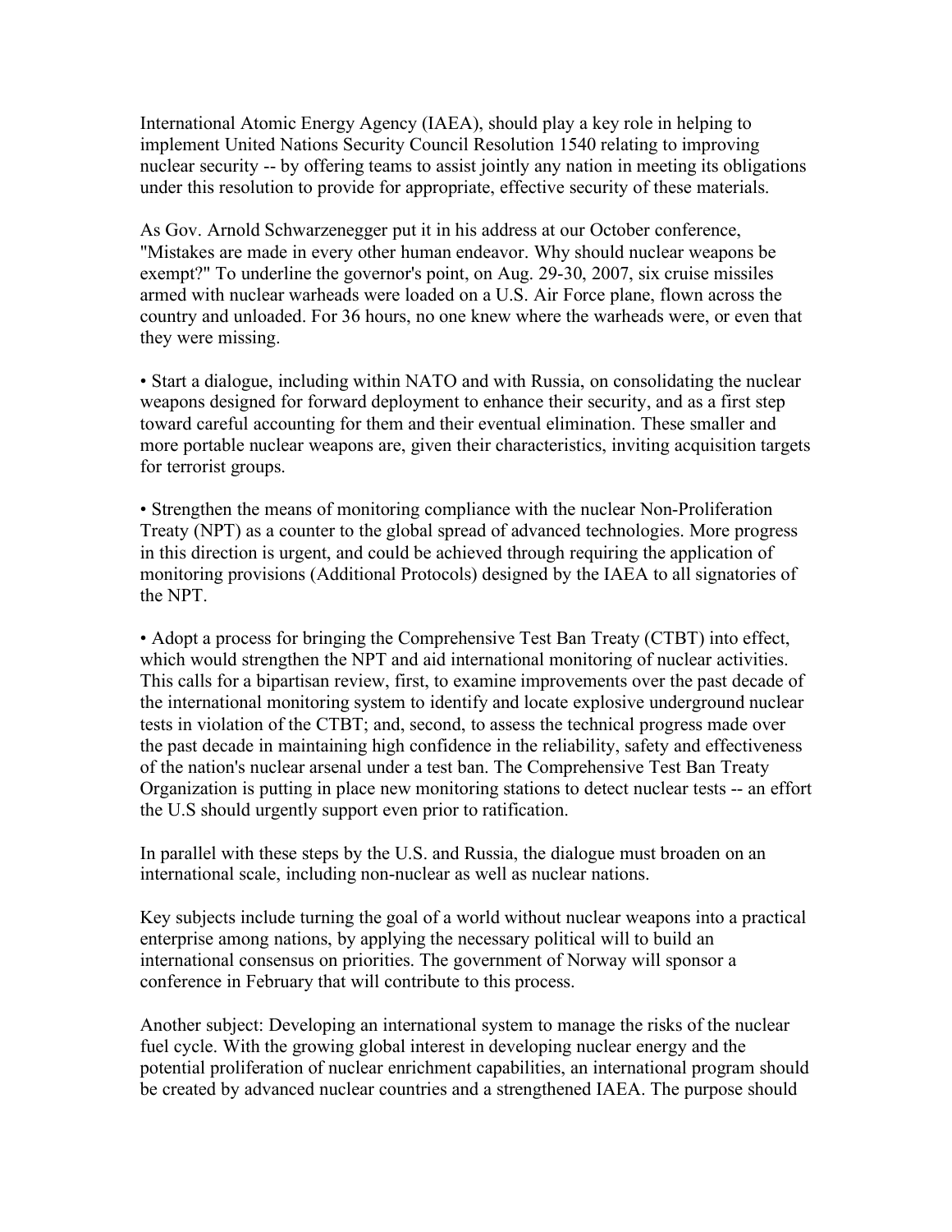International Atomic Energy Agency (IAEA), should play a key role in helping to implement United Nations Security Council Resolution 1540 relating to improving nuclear security -- by offering teams to assist jointly any nation in meeting its obligations under this resolution to provide for appropriate, effective security of these materials.

As Gov. Arnold Schwarzenegger put it in his address at our October conference, "Mistakes are made in every other human endeavor. Why should nuclear weapons be exempt?" To underline the governor's point, on Aug. 29-30, 2007, six cruise missiles armed with nuclear warheads were loaded on a U.S. Air Force plane, flown across the country and unloaded. For 36 hours, no one knew where the warheads were, or even that they were missing.

• Start a dialogue, including within NATO and with Russia, on consolidating the nuclear weapons designed for forward deployment to enhance their security, and as a first step toward careful accounting for them and their eventual elimination. These smaller and more portable nuclear weapons are, given their characteristics, inviting acquisition targets for terrorist groups.

• Strengthen the means of monitoring compliance with the nuclear Non-Proliferation Treaty (NPT) as a counter to the global spread of advanced technologies. More progress in this direction is urgent, and could be achieved through requiring the application of monitoring provisions (Additional Protocols) designed by the IAEA to all signatories of the NPT.

• Adopt a process for bringing the Comprehensive Test Ban Treaty (CTBT) into effect, which would strengthen the NPT and aid international monitoring of nuclear activities. This calls for a bipartisan review, first, to examine improvements over the past decade of the international monitoring system to identify and locate explosive underground nuclear tests in violation of the CTBT; and, second, to assess the technical progress made over the past decade in maintaining high confidence in the reliability, safety and effectiveness of the nation's nuclear arsenal under a test ban. The Comprehensive Test Ban Treaty Organization is putting in place new monitoring stations to detect nuclear tests -- an effort the U.S should urgently support even prior to ratification.

In parallel with these steps by the U.S. and Russia, the dialogue must broaden on an international scale, including non-nuclear as well as nuclear nations.

Key subjects include turning the goal of a world without nuclear weapons into a practical enterprise among nations, by applying the necessary political will to build an international consensus on priorities. The government of Norway will sponsor a conference in February that will contribute to this process.

Another subject: Developing an international system to manage the risks of the nuclear fuel cycle. With the growing global interest in developing nuclear energy and the potential proliferation of nuclear enrichment capabilities, an international program should be created by advanced nuclear countries and a strengthened IAEA. The purpose should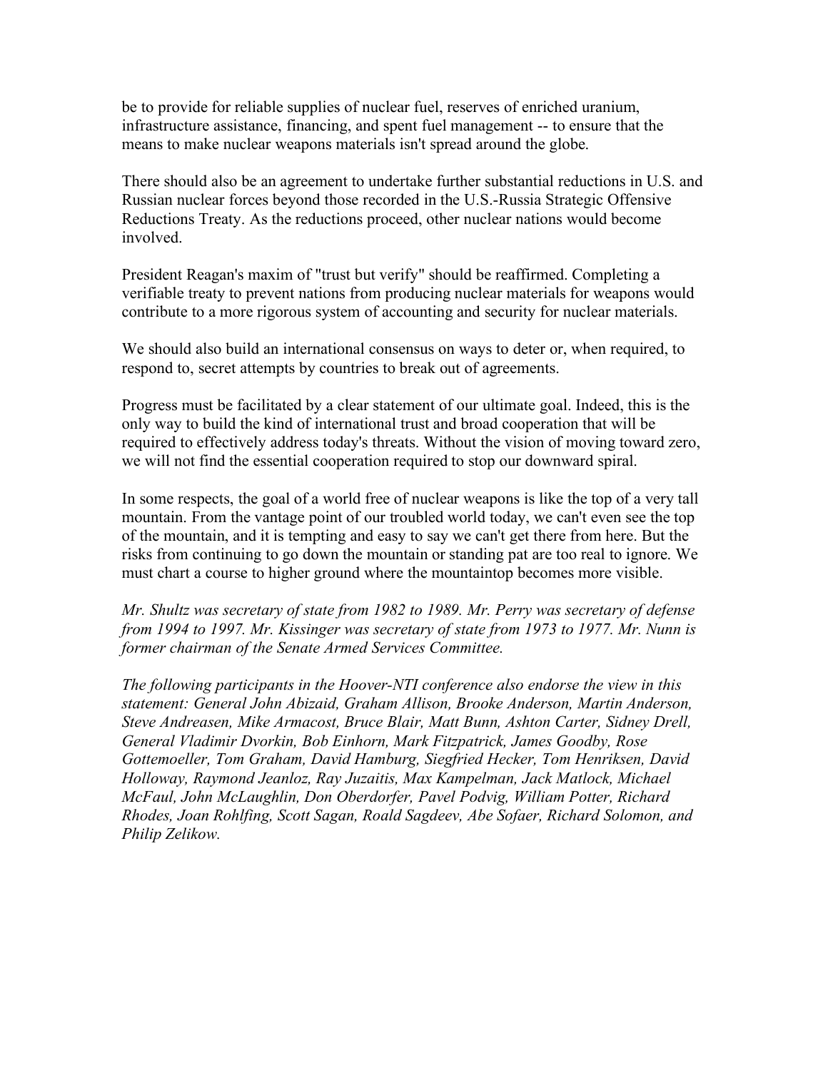be to provide for reliable supplies of nuclear fuel, reserves of enriched uranium, infrastructure assistance, financing, and spent fuel management -- to ensure that the means to make nuclear weapons materials isn't spread around the globe.

There should also be an agreement to undertake further substantial reductions in U.S. and Russian nuclear forces beyond those recorded in the U.S.-Russia Strategic Offensive Reductions Treaty. As the reductions proceed, other nuclear nations would become involved.

President Reagan's maxim of "trust but verify" should be reaffirmed. Completing a verifiable treaty to prevent nations from producing nuclear materials for weapons would contribute to a more rigorous system of accounting and security for nuclear materials.

We should also build an international consensus on ways to deter or, when required, to respond to, secret attempts by countries to break out of agreements.

Progress must be facilitated by a clear statement of our ultimate goal. Indeed, this is the only way to build the kind of international trust and broad cooperation that will be required to effectively address today's threats. Without the vision of moving toward zero, we will not find the essential cooperation required to stop our downward spiral.

In some respects, the goal of a world free of nuclear weapons is like the top of a very tall mountain. From the vantage point of our troubled world today, we can't even see the top of the mountain, and it is tempting and easy to say we can't get there from here. But the risks from continuing to go down the mountain or standing pat are too real to ignore. We must chart a course to higher ground where the mountaintop becomes more visible.

*Mr. Shultz was secretary of state from 1982 to 1989. Mr. Perry was secretary of defense from 1994 to 1997. Mr. Kissinger was secretary of state from 1973 to 1977. Mr. Nunn is former chairman of the Senate Armed Services Committee.*

*The following participants in the Hoover-NTI conference also endorse the view in this statement: General John Abizaid, Graham Allison, Brooke Anderson, Martin Anderson, Steve Andreasen, Mike Armacost, Bruce Blair, Matt Bunn, Ashton Carter, Sidney Drell, General Vladimir Dvorkin, Bob Einhorn, Mark Fitzpatrick, James Goodby, Rose Gottemoeller, Tom Graham, David Hamburg, Siegfried Hecker, Tom Henriksen, David Holloway, Raymond Jeanloz, Ray Juzaitis, Max Kampelman, Jack Matlock, Michael McFaul, John McLaughlin, Don Oberdorfer, Pavel Podvig, William Potter, Richard Rhodes, Joan Rohlfing, Scott Sagan, Roald Sagdeev, Abe Sofaer, Richard Solomon, and Philip Zelikow.*